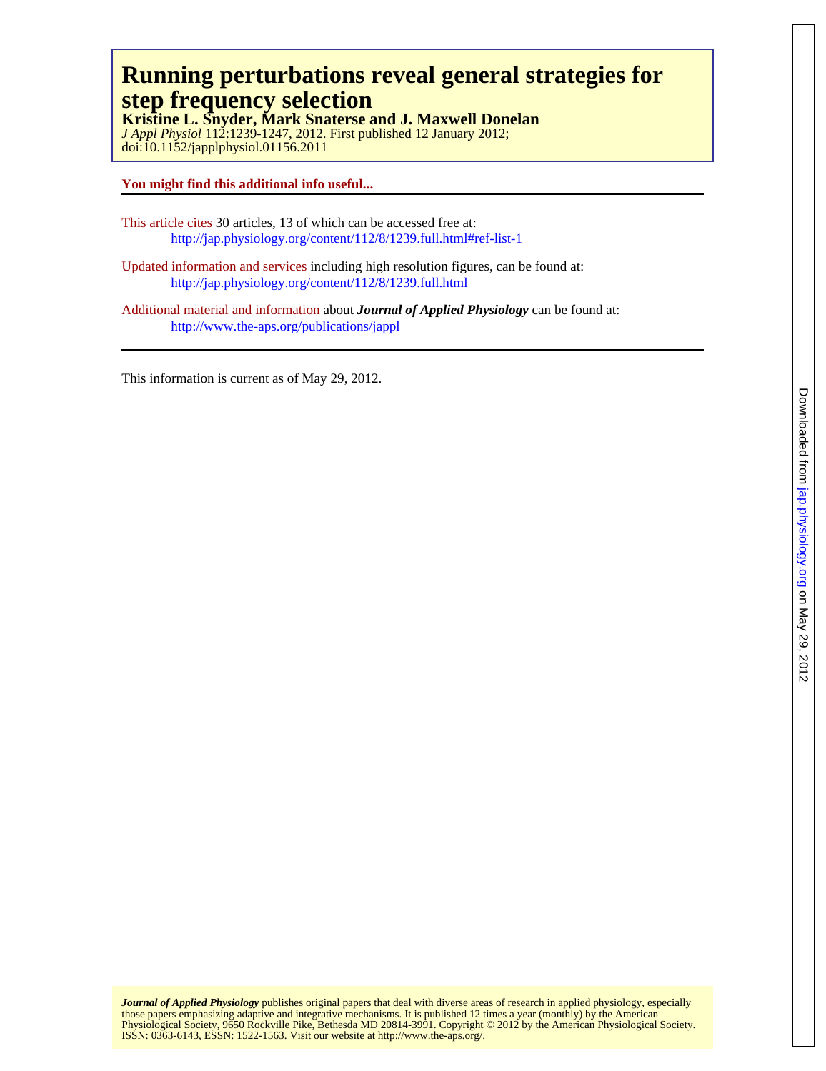# Running perturbations reveal general strategies for step frequency selection

**Kristine L. Snyder, Mark Snaterse and J. Maxwell Donelan**

*J Appl Physiol* 112:1239-1247, 2012. First published 12 January 2012;
doi:10.1152/japplphysiol.01156.2011

**You might find this additional info useful...**

This article cites 30 articles, 13 of which can be accessed free at:
http://jap.physiology.org/content/112/8/1239.full.html#ref-list-1

Updated information and services including high resolution figures, can be found at:
http://jap.physiology.org/content/112/8/1239.full.html

Additional material and information about ***Journal of Applied Physiology*** can be found at:
http://www.the-aps.org/publications/jappl

This information is current as of May 29, 2012.

***Journal of Applied Physiology*** publishes original papers that deal with diverse areas of research in applied physiology, especially those papers emphasizing adaptive and integrative mechanisms. It is published 12 times a year (monthly) by the American Physiological Society, 9650 Rockville Pike, Bethesda MD 20814-3991. Copyright © 2012 by the American Physiological Society. ISSN: 0363-6143, ESSN: 1522-1563. Visit our website at http://www.the-aps.org/.

Downloaded from jap.physiology.org on May 29, 2012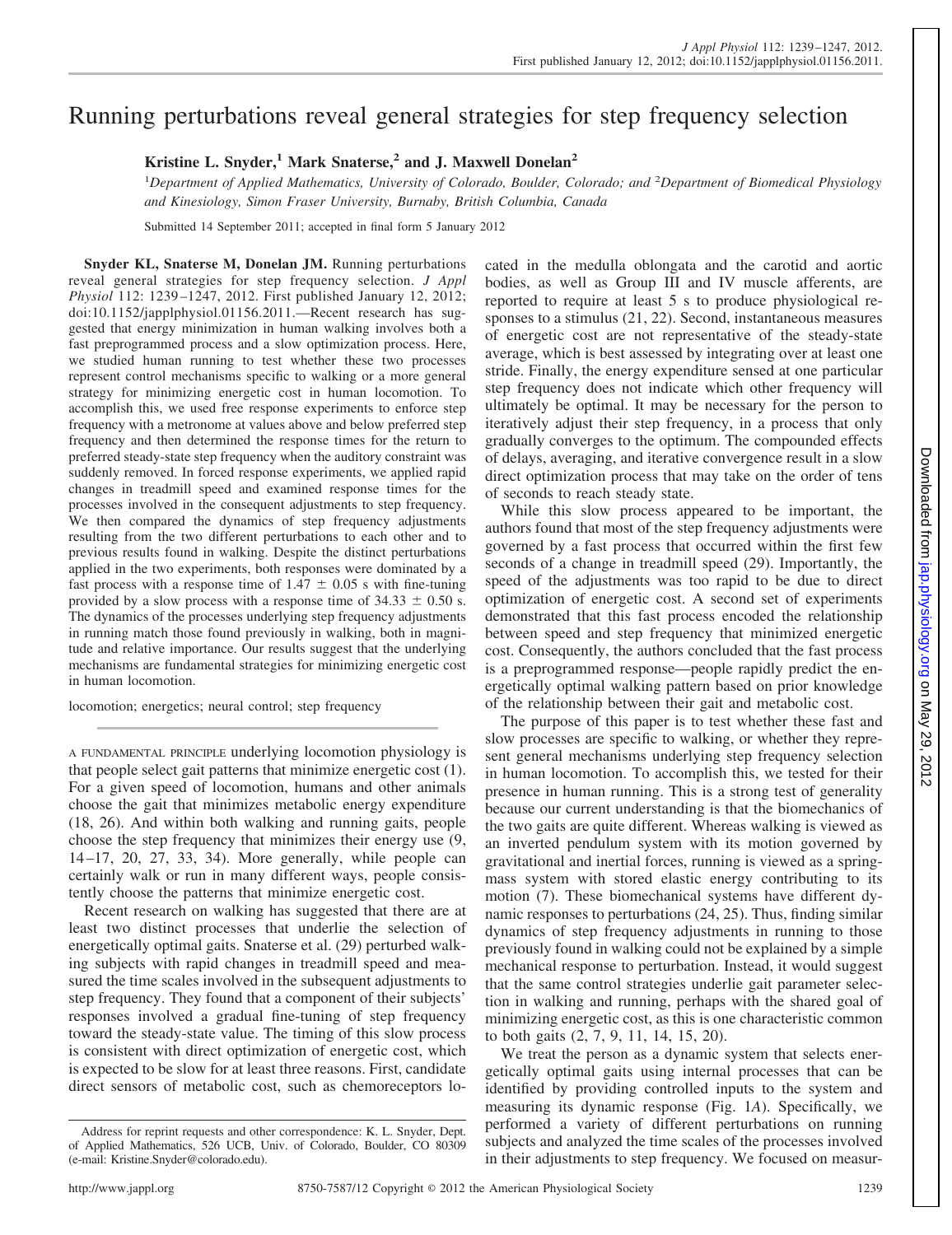# Running perturbations reveal general strategies for step frequency selection

**Kristine L. Snyder,[1] Mark Snaterse,[2] and J. Maxwell Donelan[2]**

[1]*Department of Applied Mathematics, University of Colorado, Boulder, Colorado; and* [2]*Department of Biomedical Physiology and Kinesiology, Simon Fraser University, Burnaby, British Columbia, Canada*

Submitted 14 September 2011; accepted in final form 5 January 2012

**Snyder KL, Snaterse M, Donelan JM.** Running perturbations reveal general strategies for step frequency selection. *J Appl Physiol* 112: 1239–1247, 2012. First published January 12, 2012; doi:10.1152/japplphysiol.01156.2011.—Recent research has suggested that energy minimization in human walking involves both a fast preprogrammed process and a slow optimization process. Here, we studied human running to test whether these two processes represent control mechanisms specific to walking or a more general strategy for minimizing energetic cost in human locomotion. To accomplish this, we used free response experiments to enforce step frequency with a metronome at values above and below preferred step frequency and then determined the response times for the return to preferred steady-state step frequency when the auditory constraint was suddenly removed. In forced response experiments, we applied rapid changes in treadmill speed and examined response times for the processes involved in the consequent adjustments to step frequency. We then compared the dynamics of step frequency adjustments resulting from the two different perturbations to each other and to previous results found in walking. Despite the distinct perturbations applied in the two experiments, both responses were dominated by a fast process with a response time of 1.47 ± 0.05 s with fine-tuning provided by a slow process with a response time of 34.33 ± 0.50 s. The dynamics of the processes underlying step frequency adjustments in running match those found previously in walking, both in magnitude and relative importance. Our results suggest that the underlying mechanisms are fundamental strategies for minimizing energetic cost in human locomotion.

locomotion; energetics; neural control; step frequency

A FUNDAMENTAL PRINCIPLE underlying locomotion physiology is that people select gait patterns that minimize energetic cost (1). For a given speed of locomotion, humans and other animals choose the gait that minimizes metabolic energy expenditure (18, 26). And within both walking and running gaits, people choose the step frequency that minimizes their energy use (9, 14–17, 20, 27, 33, 34). More generally, while people can certainly walk or run in many different ways, people consistently choose the patterns that minimize energetic cost.

Recent research on walking has suggested that there are at least two distinct processes that underlie the selection of energetically optimal gaits. Snaterse et al. (29) perturbed walking subjects with rapid changes in treadmill speed and measured the time scales involved in the subsequent adjustments to step frequency. They found that a component of their subjects' responses involved a gradual fine-tuning of step frequency toward the steady-state value. The timing of this slow process is consistent with direct optimization of energetic cost, which is expected to be slow for at least three reasons. First, candidate direct sensors of metabolic cost, such as chemoreceptors located in the medulla oblongata and the carotid and aortic bodies, as well as Group III and IV muscle afferents, are reported to require at least 5 s to produce physiological responses to a stimulus (21, 22). Second, instantaneous measures of energetic cost are not representative of the steady-state average, which is best assessed by integrating over at least one stride. Finally, the energy expenditure sensed at one particular step frequency does not indicate which other frequency will ultimately be optimal. It may be necessary for the person to iteratively adjust their step frequency, in a process that only gradually converges to the optimum. The compounded effects of delays, averaging, and iterative convergence result in a slow direct optimization process that may take on the order of tens of seconds to reach steady state.

While this slow process appeared to be important, the authors found that most of the step frequency adjustments were governed by a fast process that occurred within the first few seconds of a change in treadmill speed (29). Importantly, the speed of the adjustments was too rapid to be due to direct optimization of energetic cost. A second set of experiments demonstrated that this fast process encoded the relationship between speed and step frequency that minimized energetic cost. Consequently, the authors concluded that the fast process is a preprogrammed response—people rapidly predict the energetically optimal walking pattern based on prior knowledge of the relationship between their gait and metabolic cost.

The purpose of this paper is to test whether these fast and slow processes are specific to walking, or whether they represent general mechanisms underlying step frequency selection in human locomotion. To accomplish this, we tested for their presence in human running. This is a strong test of generality because our current understanding is that the biomechanics of the two gaits are quite different. Whereas walking is viewed as an inverted pendulum system with its motion governed by gravitational and inertial forces, running is viewed as a spring-mass system with stored elastic energy contributing to its motion (7). These biomechanical systems have different dynamic responses to perturbations (24, 25). Thus, finding similar dynamics of step frequency adjustments in running to those previously found in walking could not be explained by a simple mechanical response to perturbation. Instead, it would suggest that the same control strategies underlie gait parameter selection in walking and running, perhaps with the shared goal of minimizing energetic cost, as this is one characteristic common to both gaits (2, 7, 9, 11, 14, 15, 20).

We treat the person as a dynamic system that selects energetically optimal gaits using internal processes that can be identified by providing controlled inputs to the system and measuring its dynamic response (Fig. 1*A*). Specifically, we performed a variety of different perturbations on running subjects and analyzed the time scales of the processes involved in their adjustments to step frequency. We focused on measur-

Address for reprint requests and other correspondence: K. L. Snyder, Dept. of Applied Mathematics, 526 UCB, Univ. of Colorado, Boulder, CO 80309 (e-mail: Kristine.Snyder@colorado.edu).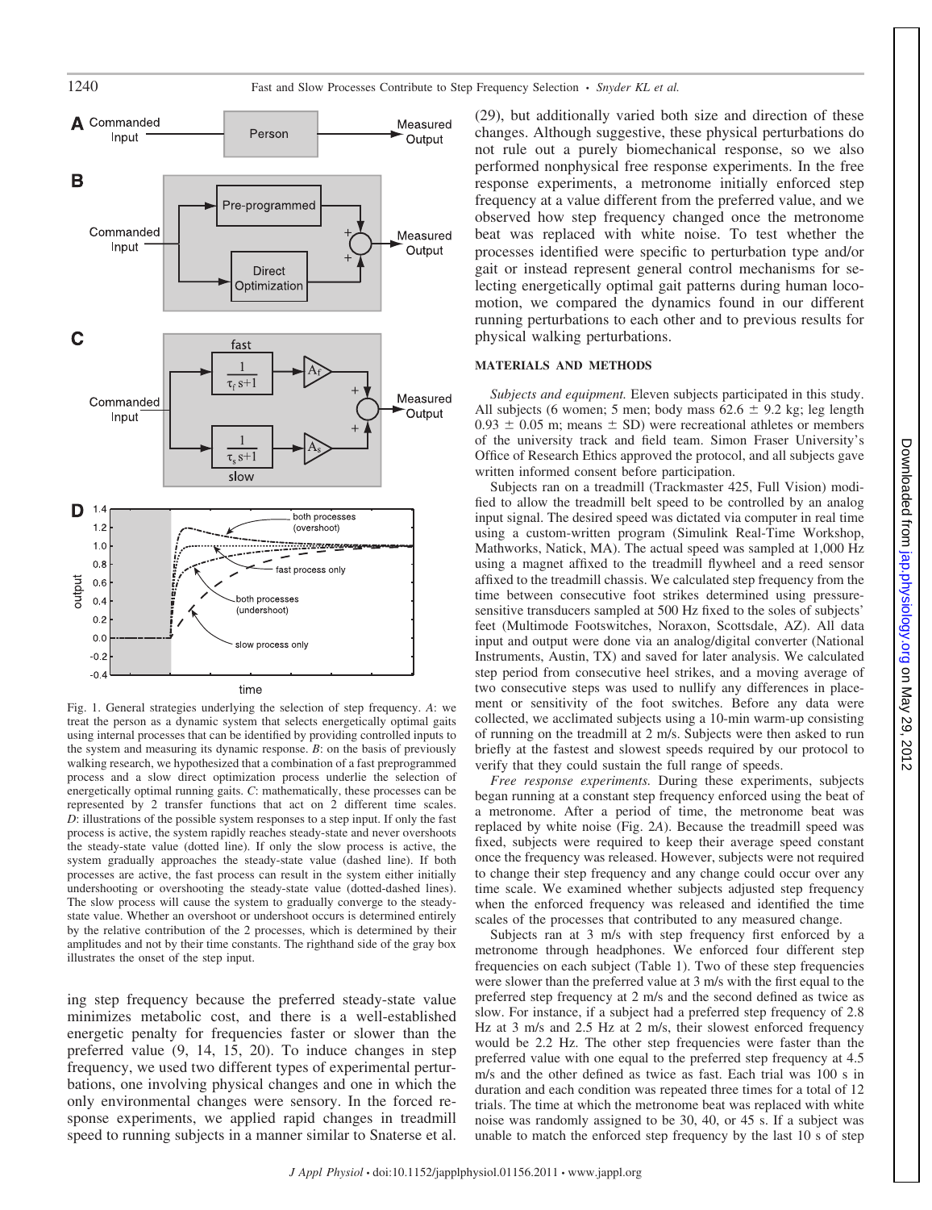Fig. 1. General strategies underlying the selection of step frequency. *A*: we treat the person as a dynamic system that selects energetically optimal gaits using internal processes that can be identified by providing controlled inputs to the system and measuring its dynamic response. *B*: on the basis of previously walking research, we hypothesized that a combination of a fast preprogrammed process and a slow direct optimization process underlie the selection of energetically optimal running gaits. *C*: mathematically, these processes can be represented by 2 transfer functions that act on 2 different time scales. *D*: illustrations of the possible system responses to a step input. If only the fast process is active, the system rapidly reaches steady-state and never overshoots the steady-state value (dotted line). If only the slow process is active, the system gradually approaches the steady-state value (dashed line). If both processes are active, the fast process can result in the system either initially undershooting or overshooting the steady-state value (dotted-dashed lines). The slow process will cause the system to gradually converge to the steady-state value. Whether an overshoot or undershoot occurs is determined entirely by the relative contribution of the 2 processes, which is determined by their amplitudes and not by their time constants. The righthand side of the gray box illustrates the onset of the step input.

ing step frequency because the preferred steady-state value minimizes metabolic cost, and there is a well-established energetic penalty for frequencies faster or slower than the preferred value (9, 14, 15, 20). To induce changes in step frequency, we used two different types of experimental perturbations, one involving physical changes and one in which the only environmental changes were sensory. In the forced response experiments, we applied rapid changes in treadmill speed to running subjects in a manner similar to Snaterse et al. (29), but additionally varied both size and direction of these changes. Although suggestive, these physical perturbations do not rule out a purely biomechanical response, so we also performed nonphysical free response experiments. In the free response experiments, a metronome initially enforced step frequency at a value different from the preferred value, and we observed how step frequency changed once the metronome beat was replaced with white noise. To test whether the processes identified were specific to perturbation type and/or gait or instead represent general control mechanisms for selecting energetically optimal gait patterns during human locomotion, we compared the dynamics found in our different running perturbations to each other and to previous results for physical walking perturbations.

## MATERIALS AND METHODS

*Subjects and equipment.* Eleven subjects participated in this study. All subjects (6 women; 5 men; body mass $62.6 \pm 9.2$ kg; leg length $0.93 \pm 0.05$ m; means $\pm$ SD) were recreational athletes or members of the university track and field team. Simon Fraser University's Office of Research Ethics approved the protocol, and all subjects gave written informed consent before participation.

Subjects ran on a treadmill (Trackmaster 425, Full Vision) modified to allow the treadmill belt speed to be controlled by an analog input signal. The desired speed was dictated via computer in real time using a custom-written program (Simulink Real-Time Workshop, Mathworks, Natick, MA). The actual speed was sampled at 1,000 Hz using a magnet affixed to the treadmill flywheel and a reed sensor affixed to the treadmill chassis. We calculated step frequency from the time between consecutive foot strikes determined using pressure-sensitive transducers sampled at 500 Hz fixed to the soles of subjects' feet (Multimode Footswitches, Noraxon, Scottsdale, AZ). All data input and output were done via an analog/digital converter (National Instruments, Austin, TX) and saved for later analysis. We calculated step period from consecutive heel strikes, and a moving average of two consecutive steps was used to nullify any differences in placement or sensitivity of the foot switches. Before any data were collected, we acclimated subjects using a 10-min warm-up consisting of running on the treadmill at 2 m/s. Subjects were then asked to run briefly at the fastest and slowest speeds required by our protocol to verify that they could sustain the full range of speeds.

*Free response experiments.* During these experiments, subjects began running at a constant step frequency enforced using the beat of a metronome. After a period of time, the metronome beat was replaced by white noise (Fig. 2*A*). Because the treadmill speed was fixed, subjects were required to keep their average speed constant once the frequency was released. However, subjects were not required to change their step frequency and any change could occur over any time scale. We examined whether subjects adjusted step frequency when the enforced frequency was released and identified the time scales of the processes that contributed to any measured change.

Subjects ran at 3 m/s with step frequency first enforced by a metronome through headphones. We enforced four different step frequencies on each subject (Table 1). Two of these step frequencies were slower than the preferred value at 3 m/s with the first equal to the preferred step frequency at 2 m/s and the second defined as twice as slow. For instance, if a subject had a preferred step frequency of 2.8 Hz at 3 m/s and 2.5 Hz at 2 m/s, their slowest enforced frequency would be 2.2 Hz. The other step frequencies were faster than the preferred value with one equal to the preferred step frequency at 4.5 m/s and the other defined as twice as fast. Each trial was 100 s in duration and each condition was repeated three times for a total of 12 trials. The time at which the metronome beat was replaced with white noise was randomly assigned to be 30, 40, or 45 s. If a subject was unable to match the enforced step frequency by the last 10 s of step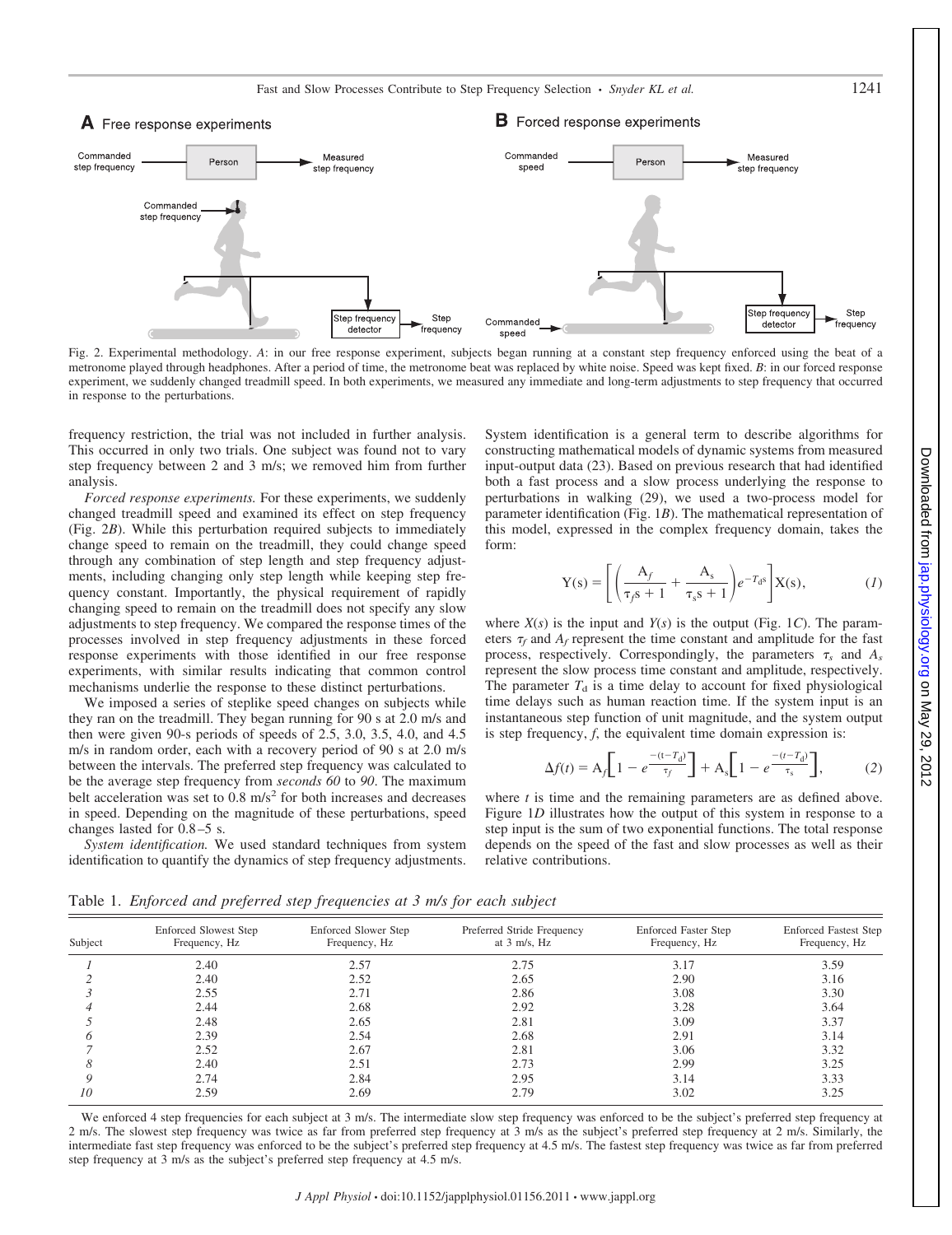**A** Free response experiments

**B** Forced response experiments

Fig. 2. Experimental methodology. *A*: in our free response experiment, subjects began running at a constant step frequency enforced using the beat of a metronome played through headphones. After a period of time, the metronome beat was replaced by white noise. Speed was kept fixed. *B*: in our forced response experiment, we suddenly changed treadmill speed. In both experiments, we measured any immediate and long-term adjustments to step frequency that occurred in response to the perturbations.

frequency restriction, the trial was not included in further analysis. This occurred in only two trials. One subject was found not to vary step frequency between 2 and 3 m/s; we removed him from further analysis.

*Forced response experiments.* For these experiments, we suddenly changed treadmill speed and examined its effect on step frequency (Fig. 2*B*). While this perturbation required subjects to immediately change speed to remain on the treadmill, they could change speed through any combination of step length and step frequency adjustments, including changing only step length while keeping step frequency constant. Importantly, the physical requirement of rapidly changing speed to remain on the treadmill does not specify any slow adjustments to step frequency. We compared the response times of the processes involved in step frequency adjustments in these forced response experiments with those identified in our free response experiments, with similar results indicating that common control mechanisms underlie the response to these distinct perturbations.

We imposed a series of steplike speed changes on subjects while they ran on the treadmill. They began running for 90 s at 2.0 m/s and then were given 90-s periods of speeds of 2.5, 3.0, 3.5, 4.0, and 4.5 m/s in random order, each with a recovery period of 90 s at 2.0 m/s between the intervals. The preferred step frequency was calculated to be the average step frequency from *seconds 60* to *90*. The maximum belt acceleration was set to 0.8 m/s$^2$ for both increases and decreases in speed. Depending on the magnitude of these perturbations, speed changes lasted for 0.8–5 s.

*System identification.* We used standard techniques from system identification to quantify the dynamics of step frequency adjustments. System identification is a general term to describe algorithms for constructing mathematical models of dynamic systems from measured input-output data (23). Based on previous research that had identified both a fast process and a slow process underlying the response to perturbations in walking (29), we used a two-process model for parameter identification (Fig. 1*B*). The mathematical representation of this model, expressed in the complex frequency domain, takes the form:

$$Y(s) = \left[\left(\frac{A_f}{\tau_f s + 1} + \frac{A_s}{\tau_s s + 1}\right)e^{-T_d s}\right]X(s), \qquad (1)$$

where $X(s)$ is the input and $Y(s)$ is the output (Fig. 1*C*). The parameters $\tau_f$ and $A_f$ represent the time constant and amplitude for the fast process, respectively. Correspondingly, the parameters $\tau_s$ and $A_s$ represent the slow process time constant and amplitude, respectively. The parameter $T_d$ is a time delay to account for fixed physiological time delays such as human reaction time. If the system input is an instantaneous step function of unit magnitude, and the system output is step frequency, $f$, the equivalent time domain expression is:

$$\Delta f(t) = A_f\left[1 - e^{\frac{-(t-T_d)}{\tau_f}}\right] + A_s\left[1 - e^{\frac{-(t-T_d)}{\tau_s}}\right], \qquad (2)$$

where $t$ is time and the remaining parameters are as defined above. Figure 1*D* illustrates how the output of this system in response to a step input is the sum of two exponential functions. The total response depends on the speed of the fast and slow processes as well as their relative contributions.

Table 1. *Enforced and preferred step frequencies at 3 m/s for each subject*

| Subject | Enforced Slowest Step Frequency, Hz | Enforced Slower Step Frequency, Hz | Preferred Stride Frequency at 3 m/s, Hz | Enforced Faster Step Frequency, Hz | Enforced Fastest Step Frequency, Hz |
|---|---|---|---|---|---|
| *1* | 2.40 | 2.57 | 2.75 | 3.17 | 3.59 |
| *2* | 2.40 | 2.52 | 2.65 | 2.90 | 3.16 |
| *3* | 2.55 | 2.71 | 2.86 | 3.08 | 3.30 |
| *4* | 2.44 | 2.68 | 2.92 | 3.28 | 3.64 |
| *5* | 2.48 | 2.65 | 2.81 | 3.09 | 3.37 |
| *6* | 2.39 | 2.54 | 2.68 | 2.91 | 3.14 |
| *7* | 2.52 | 2.67 | 2.81 | 3.06 | 3.32 |
| *8* | 2.40 | 2.51 | 2.73 | 2.99 | 3.25 |
| *9* | 2.74 | 2.84 | 2.95 | 3.14 | 3.33 |
| *10* | 2.59 | 2.69 | 2.79 | 3.02 | 3.25 |

We enforced 4 step frequencies for each subject at 3 m/s. The intermediate slow step frequency was enforced to be the subject's preferred step frequency at 2 m/s. The slowest step frequency was twice as far from preferred step frequency at 3 m/s as the subject's preferred step frequency at 2 m/s. Similarly, the intermediate fast step frequency was enforced to be the subject's preferred step frequency at 4.5 m/s. The fastest step frequency was twice as far from preferred step frequency at 3 m/s as the subject's preferred step frequency at 4.5 m/s.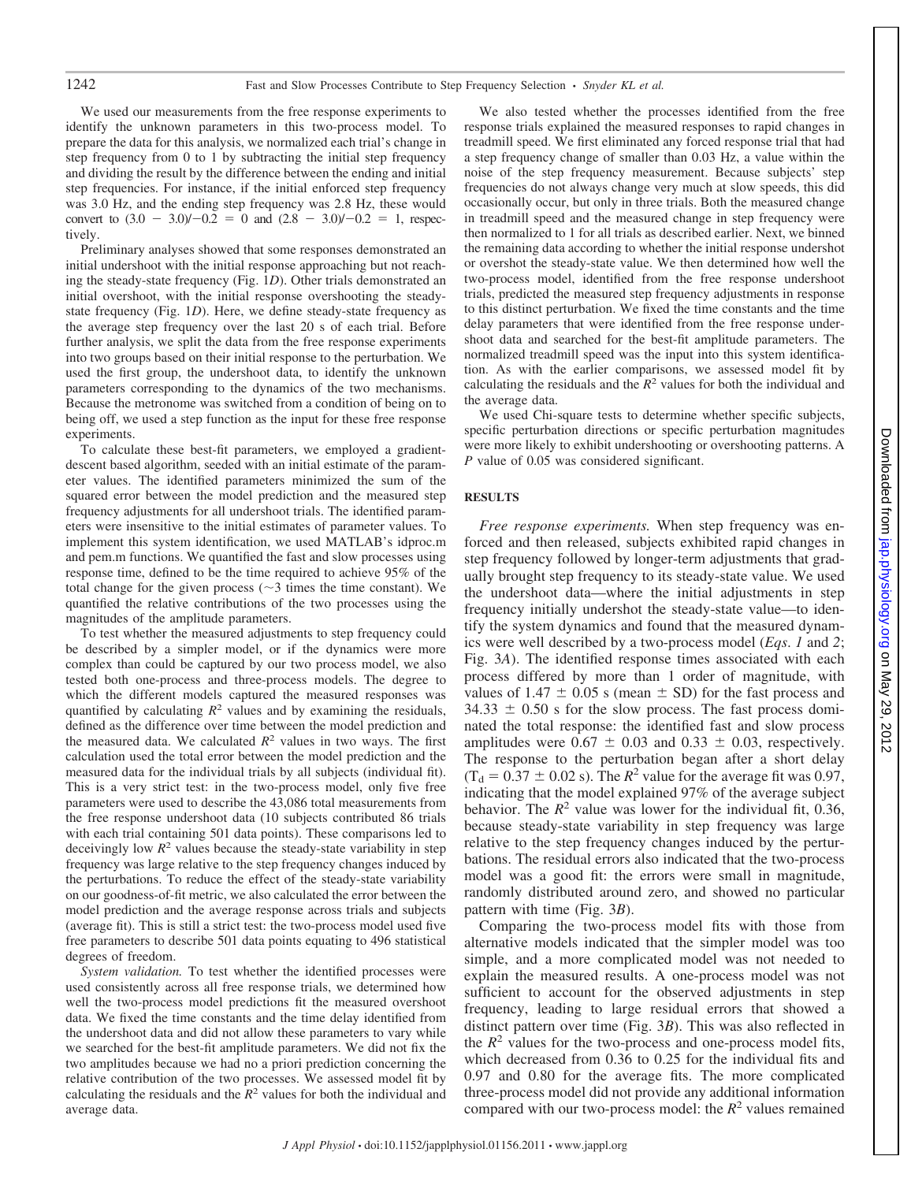We used our measurements from the free response experiments to identify the unknown parameters in this two-process model. To prepare the data for this analysis, we normalized each trial's change in step frequency from 0 to 1 by subtracting the initial step frequency and dividing the result by the difference between the ending and initial step frequencies. For instance, if the initial enforced step frequency was 3.0 Hz, and the ending step frequency was 2.8 Hz, these would convert to $(3.0 - 3.0)/-0.2 = 0$ and $(2.8 - 3.0)/-0.2 = 1$, respectively.

Preliminary analyses showed that some responses demonstrated an initial undershoot with the initial response approaching but not reaching the steady-state frequency (Fig. 1*D*). Other trials demonstrated an initial overshoot, with the initial response overshooting the steady-state frequency (Fig. 1*D*). Here, we define steady-state frequency as the average step frequency over the last 20 s of each trial. Before further analysis, we split the data from the free response experiments into two groups based on their initial response to the perturbation. We used the first group, the undershoot data, to identify the unknown parameters corresponding to the dynamics of the two mechanisms. Because the metronome was switched from a condition of being on to being off, we used a step function as the input for these free response experiments.

To calculate these best-fit parameters, we employed a gradient-descent based algorithm, seeded with an initial estimate of the parameter values. The identified parameters minimized the sum of the squared error between the model prediction and the measured step frequency adjustments for all undershoot trials. The identified parameters were insensitive to the initial estimates of parameter values. To implement this system identification, we used MATLAB's idproc.m and pem.m functions. We quantified the fast and slow processes using response time, defined to be the time required to achieve 95% of the total change for the given process (~3 times the time constant). We quantified the relative contributions of the two processes using the magnitudes of the amplitude parameters.

To test whether the measured adjustments to step frequency could be described by a simpler model, or if the dynamics were more complex than could be captured by our two process model, we also tested both one-process and three-process models. The degree to which the different models captured the measured responses was quantified by calculating $R^2$ values and by examining the residuals, defined as the difference over time between the model prediction and the measured data. We calculated $R^2$ values in two ways. The first calculation used the total error between the model prediction and the measured data for the individual trials by all subjects (individual fit). This is a very strict test: in the two-process model, only five free parameters were used to describe the 43,086 total measurements from the free response undershoot data (10 subjects contributed 86 trials with each trial containing 501 data points). These comparisons led to deceivingly low $R^2$ values because the steady-state variability in step frequency was large relative to the step frequency changes induced by the perturbations. To reduce the effect of the steady-state variability on our goodness-of-fit metric, we also calculated the error between the model prediction and the average response across trials and subjects (average fit). This is still a strict test: the two-process model used five free parameters to describe 501 data points equating to 496 statistical degrees of freedom.

*System validation.* To test whether the identified processes were used consistently across all free response trials, we determined how well the two-process model predictions fit the measured overshoot data. We fixed the time constants and the time delay identified from the undershoot data and did not allow these parameters to vary while we searched for the best-fit amplitude parameters. We did not fix the two amplitudes because we had no a priori prediction concerning the relative contribution of the two processes. We assessed model fit by calculating the residuals and the $R^2$ values for both the individual and average data.

We also tested whether the processes identified from the free response trials explained the measured responses to rapid changes in treadmill speed. We first eliminated any forced response trial that had a step frequency change of smaller than 0.03 Hz, a value within the noise of the step frequency measurement. Because subjects' step frequencies do not always change very much at slow speeds, this did occasionally occur, but only in three trials. Both the measured change in treadmill speed and the measured change in step frequency were then normalized to 1 for all trials as described earlier. Next, we binned the remaining data according to whether the initial response undershot or overshot the steady-state value. We then determined how well the two-process model, identified from the free response undershoot trials, predicted the measured step frequency adjustments in response to this distinct perturbation. We fixed the time constants and the time delay parameters that were identified from the free response undershoot data and searched for the best-fit amplitude parameters. The normalized treadmill speed was the input into this system identification. As with the earlier comparisons, we assessed model fit by calculating the residuals and the $R^2$ values for both the individual and the average data.

We used Chi-square tests to determine whether specific subjects, specific perturbation directions or specific perturbation magnitudes were more likely to exhibit undershooting or overshooting patterns. A *P* value of 0.05 was considered significant.

## RESULTS

*Free response experiments.* When step frequency was enforced and then released, subjects exhibited rapid changes in step frequency followed by longer-term adjustments that gradually brought step frequency to its steady-state value. We used the undershoot data—where the initial adjustments in step frequency initially undershot the steady-state value—to identify the system dynamics and found that the measured dynamics were well described by a two-process model (*Eqs. 1* and *2*; Fig. 3*A*). The identified response times associated with each process differed by more than 1 order of magnitude, with values of $1.47 \pm 0.05$ s (mean ± SD) for the fast process and $34.33 \pm 0.50$ s for the slow process. The fast process dominated the total response: the identified fast and slow process amplitudes were $0.67 \pm 0.03$ and $0.33 \pm 0.03$, respectively. The response to the perturbation began after a short delay ($T_d = 0.37 \pm 0.02$ s). The $R^2$ value for the average fit was 0.97, indicating that the model explained 97% of the average subject behavior. The $R^2$ value was lower for the individual fit, 0.36, because steady-state variability in step frequency was large relative to the step frequency changes induced by the perturbations. The residual errors also indicated that the two-process model was a good fit: the errors were small in magnitude, randomly distributed around zero, and showed no particular pattern with time (Fig. 3*B*).

Comparing the two-process model fits with those from alternative models indicated that the simpler model was too simple, and a more complicated model was not needed to explain the measured results. A one-process model was not sufficient to account for the observed adjustments in step frequency, leading to large residual errors that showed a distinct pattern over time (Fig. 3*B*). This was also reflected in the $R^2$ values for the two-process and one-process model fits, which decreased from 0.36 to 0.25 for the individual fits and 0.97 and 0.80 for the average fits. The more complicated three-process model did not provide any additional information compared with our two-process model: the $R^2$ values remained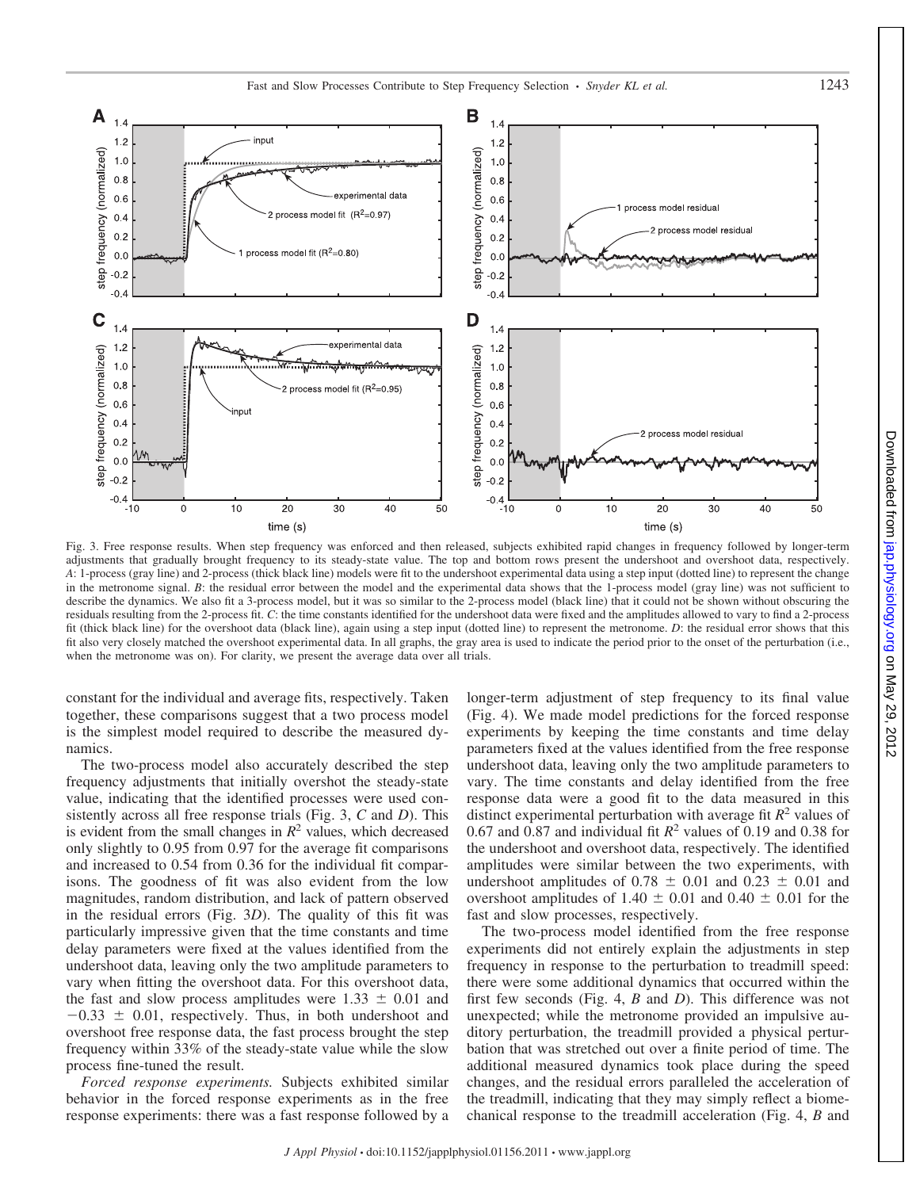Fig. 3. Free response results. When step frequency was enforced and then released, subjects exhibited rapid changes in frequency followed by longer-term adjustments that gradually brought frequency to its steady-state value. The top and bottom rows present the undershoot and overshoot data, respectively. *A*: 1-process (gray line) and 2-process (thick black line) models were fit to the undershoot experimental data using a step input (dotted line) to represent the change in the metronome signal. *B*: the residual error between the model and the experimental data shows that the 1-process model (gray line) was not sufficient to describe the dynamics. We also fit a 3-process model, but it was so similar to the 2-process model (black line) that it could not be shown without obscuring the residuals resulting from the 2-process fit. *C*: the time constants identified for the undershoot data were fixed and the amplitudes allowed to vary to find a 2-process fit (thick black line) for the overshoot data (black line), again using a step input (dotted line) to represent the metronome. *D*: the residual error shows that this fit also very closely matched the overshoot experimental data. In all graphs, the gray area is used to indicate the period prior to the onset of the perturbation (i.e., when the metronome was on). For clarity, we present the average data over all trials.

constant for the individual and average fits, respectively. Taken together, these comparisons suggest that a two process model is the simplest model required to describe the measured dynamics.

The two-process model also accurately described the step frequency adjustments that initially overshot the steady-state value, indicating that the identified processes were used consistently across all free response trials (Fig. 3, *C* and *D*). This is evident from the small changes in $R^2$ values, which decreased only slightly to 0.95 from 0.97 for the average fit comparisons and increased to 0.54 from 0.36 for the individual fit comparisons. The goodness of fit was also evident from the low magnitudes, random distribution, and lack of pattern observed in the residual errors (Fig. 3*D*). The quality of this fit was particularly impressive given that the time constants and time delay parameters were fixed at the values identified from the undershoot data, leaving only the two amplitude parameters to vary when fitting the overshoot data. For this overshoot data, the fast and slow process amplitudes were $1.33 \pm 0.01$ and $-0.33 \pm 0.01$, respectively. Thus, in both undershoot and overshoot free response data, the fast process brought the step frequency within 33% of the steady-state value while the slow process fine-tuned the result.

*Forced response experiments.* Subjects exhibited similar behavior in the forced response experiments as in the free response experiments: there was a fast response followed by a longer-term adjustment of step frequency to its final value (Fig. 4). We made model predictions for the forced response experiments by keeping the time constants and time delay parameters fixed at the values identified from the free response undershoot data, leaving only the two amplitude parameters to vary. The time constants and delay identified from the free response data were a good fit to the data measured in this distinct experimental perturbation with average fit $R^2$ values of 0.67 and 0.87 and individual fit $R^2$ values of 0.19 and 0.38 for the undershoot and overshoot data, respectively. The identified amplitudes were similar between the two experiments, with undershoot amplitudes of $0.78 \pm 0.01$ and $0.23 \pm 0.01$ and overshoot amplitudes of $1.40 \pm 0.01$ and $0.40 \pm 0.01$ for the fast and slow processes, respectively.

The two-process model identified from the free response experiments did not entirely explain the adjustments in step frequency in response to the perturbation to treadmill speed: there were some additional dynamics that occurred within the first few seconds (Fig. 4, *B* and *D*). This difference was not unexpected; while the metronome provided an impulsive auditory perturbation, the treadmill provided a physical perturbation that was stretched out over a finite period of time. The additional measured dynamics took place during the speed changes, and the residual errors paralleled the acceleration of the treadmill, indicating that they may simply reflect a biomechanical response to the treadmill acceleration (Fig. 4, *B* and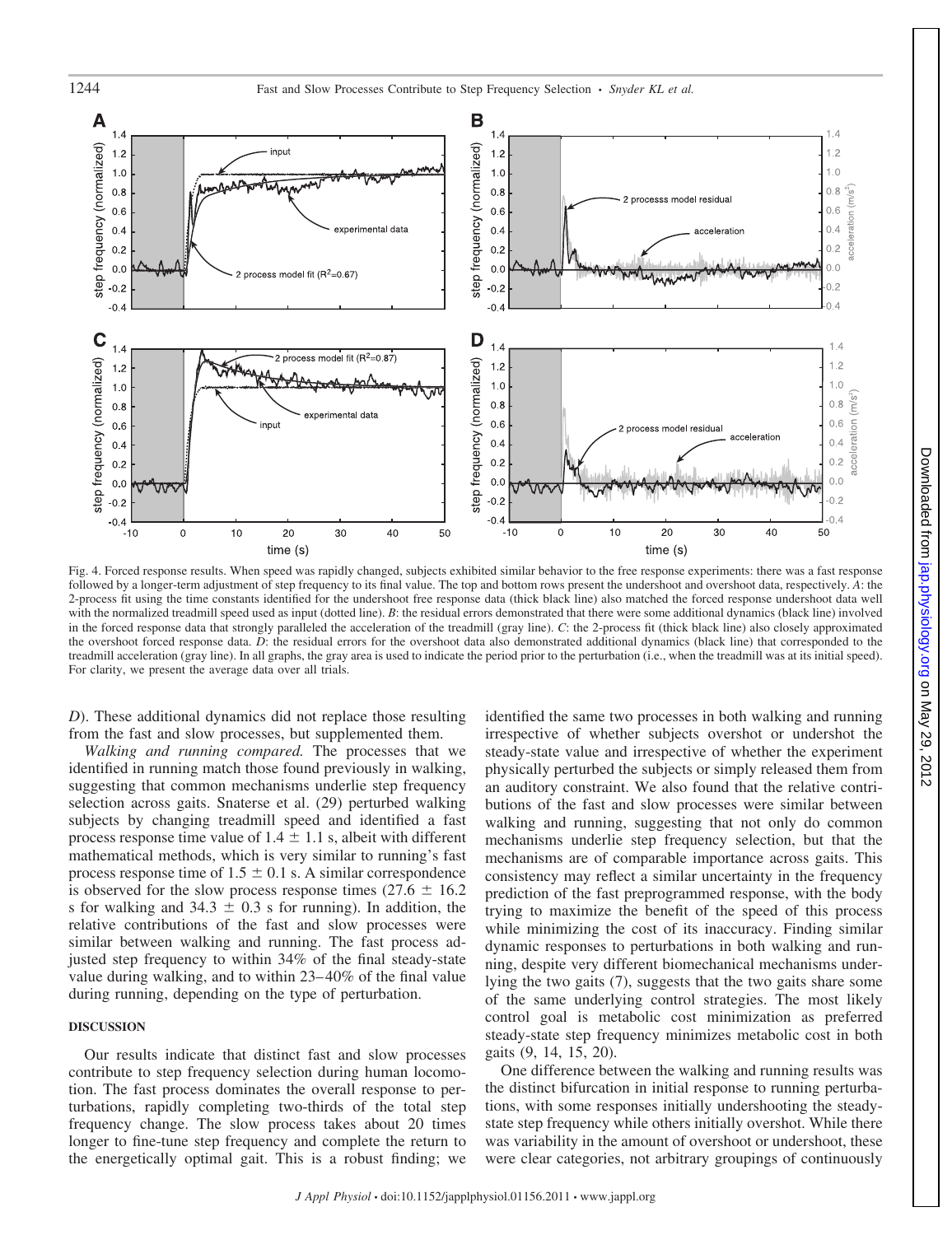Fig. 4. Forced response results. When speed was rapidly changed, subjects exhibited similar behavior to the free response experiments: there was a fast response followed by a longer-term adjustment of step frequency to its final value. The top and bottom rows present the undershoot and overshoot data, respectively. *A*: the 2-process fit using the time constants identified for the undershoot free response data (thick black line) also matched the forced response undershoot data well with the normalized treadmill speed used as input (dotted line). *B*: the residual errors demonstrated that there were some additional dynamics (black line) involved in the forced response data that strongly paralleled the acceleration of the treadmill (gray line). *C*: the 2-process fit (thick black line) also closely approximated the overshoot forced response data. *D*: the residual errors for the overshoot data also demonstrated additional dynamics (black line) that corresponded to the treadmill acceleration (gray line). In all graphs, the gray area is used to indicate the period prior to the perturbation (i.e., when the treadmill was at its initial speed). For clarity, we present the average data over all trials.

*D*). These additional dynamics did not replace those resulting from the fast and slow processes, but supplemented them.

*Walking and running compared.* The processes that we identified in running match those found previously in walking, suggesting that common mechanisms underlie step frequency selection across gaits. Snaterse et al. (29) perturbed walking subjects by changing treadmill speed and identified a fast process response time value of $1.4 \pm 1.1$ s, albeit with different mathematical methods, which is very similar to running's fast process response time of $1.5 \pm 0.1$ s. A similar correspondence is observed for the slow process response times ($27.6 \pm 16.2$ s for walking and $34.3 \pm 0.3$ s for running). In addition, the relative contributions of the fast and slow processes were similar between walking and running. The fast process adjusted step frequency to within 34% of the final steady-state value during walking, and to within 23–40% of the final value during running, depending on the type of perturbation.

## DISCUSSION

Our results indicate that distinct fast and slow processes contribute to step frequency selection during human locomotion. The fast process dominates the overall response to perturbations, rapidly completing two-thirds of the total step frequency change. The slow process takes about 20 times longer to fine-tune step frequency and complete the return to the energetically optimal gait. This is a robust finding; we identified the same two processes in both walking and running irrespective of whether subjects overshot or undershot the steady-state value and irrespective of whether the experiment physically perturbed the subjects or simply released them from an auditory constraint. We also found that the relative contributions of the fast and slow processes were similar between walking and running, suggesting that not only do common mechanisms underlie step frequency selection, but that the mechanisms are of comparable importance across gaits. This consistency may reflect a similar uncertainty in the frequency prediction of the fast preprogrammed response, with the body trying to maximize the benefit of the speed of this process while minimizing the cost of its inaccuracy. Finding similar dynamic responses to perturbations in both walking and running, despite very different biomechanical mechanisms underlying the two gaits (7), suggests that the two gaits share some of the same underlying control strategies. The most likely control goal is metabolic cost minimization as preferred steady-state step frequency minimizes metabolic cost in both gaits (9, 14, 15, 20).

One difference between the walking and running results was the distinct bifurcation in initial response to running perturbations, with some responses initially undershooting the steady-state step frequency while others initially overshot. While there was variability in the amount of overshoot or undershoot, these were clear categories, not arbitrary groupings of continuously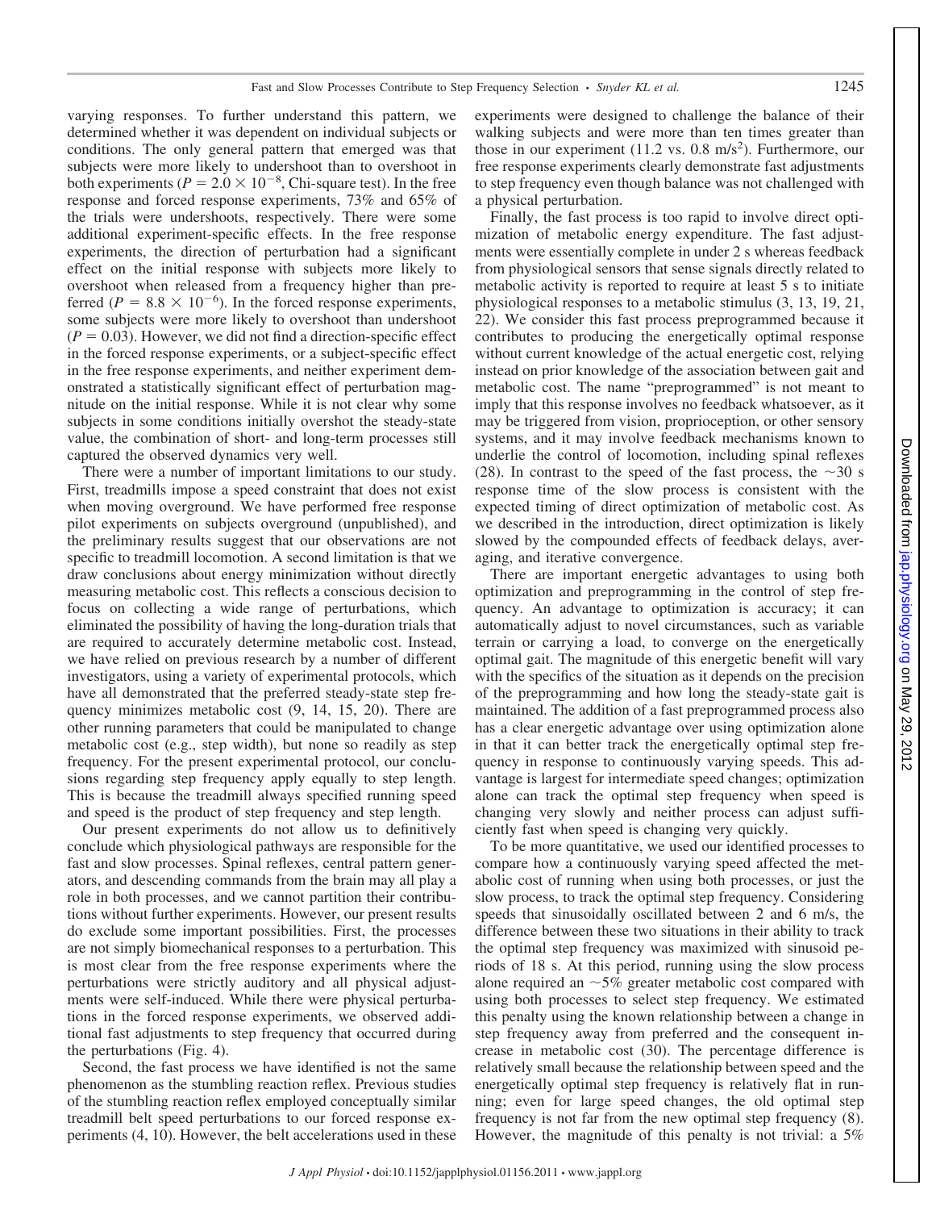varying responses. To further understand this pattern, we determined whether it was dependent on individual subjects or conditions. The only general pattern that emerged was that subjects were more likely to undershoot than to overshoot in both experiments ($P = 2.0 \times 10^{-8}$, Chi-square test). In the free response and forced response experiments, 73% and 65% of the trials were undershoots, respectively. There were some additional experiment-specific effects. In the free response experiments, the direction of perturbation had a significant effect on the initial response with subjects more likely to overshoot when released from a frequency higher than preferred ($P = 8.8 \times 10^{-6}$). In the forced response experiments, some subjects were more likely to overshoot than undershoot ($P = 0.03$). However, we did not find a direction-specific effect in the forced response experiments, or a subject-specific effect in the free response experiments, and neither experiment demonstrated a statistically significant effect of perturbation magnitude on the initial response. While it is not clear why some subjects in some conditions initially overshot the steady-state value, the combination of short- and long-term processes still captured the observed dynamics very well.

There were a number of important limitations to our study. First, treadmills impose a speed constraint that does not exist when moving overground. We have performed free response pilot experiments on subjects overground (unpublished), and the preliminary results suggest that our observations are not specific to treadmill locomotion. A second limitation is that we draw conclusions about energy minimization without directly measuring metabolic cost. This reflects a conscious decision to focus on collecting a wide range of perturbations, which eliminated the possibility of having the long-duration trials that are required to accurately determine metabolic cost. Instead, we have relied on previous research by a number of different investigators, using a variety of experimental protocols, which have all demonstrated that the preferred steady-state step frequency minimizes metabolic cost (9, 14, 15, 20). There are other running parameters that could be manipulated to change metabolic cost (e.g., step width), but none so readily as step frequency. For the present experimental protocol, our conclusions regarding step frequency apply equally to step length. This is because the treadmill always specified running speed and speed is the product of step frequency and step length.

Our present experiments do not allow us to definitively conclude which physiological pathways are responsible for the fast and slow processes. Spinal reflexes, central pattern generators, and descending commands from the brain may all play a role in both processes, and we cannot partition their contributions without further experiments. However, our present results do exclude some important possibilities. First, the processes are not simply biomechanical responses to a perturbation. This is most clear from the free response experiments where the perturbations were strictly auditory and all physical adjustments were self-induced. While there were physical perturbations in the forced response experiments, we observed additional fast adjustments to step frequency that occurred during the perturbations (Fig. 4).

Second, the fast process we have identified is not the same phenomenon as the stumbling reaction reflex. Previous studies of the stumbling reaction reflex employed conceptually similar treadmill belt speed perturbations to our forced response experiments (4, 10). However, the belt accelerations used in these experiments were designed to challenge the balance of their walking subjects and were more than ten times greater than those in our experiment (11.2 vs. 0.8 m/s$^2$). Furthermore, our free response experiments clearly demonstrate fast adjustments to step frequency even though balance was not challenged with a physical perturbation.

Finally, the fast process is too rapid to involve direct optimization of metabolic energy expenditure. The fast adjustments were essentially complete in under 2 s whereas feedback from physiological sensors that sense signals directly related to metabolic activity is reported to require at least 5 s to initiate physiological responses to a metabolic stimulus (3, 13, 19, 21, 22). We consider this fast process preprogrammed because it contributes to producing the energetically optimal response without current knowledge of the actual energetic cost, relying instead on prior knowledge of the association between gait and metabolic cost. The name "preprogrammed" is not meant to imply that this response involves no feedback whatsoever, as it may be triggered from vision, proprioception, or other sensory systems, and it may involve feedback mechanisms known to underlie the control of locomotion, including spinal reflexes (28). In contrast to the speed of the fast process, the ~30 s response time of the slow process is consistent with the expected timing of direct optimization of metabolic cost. As we described in the introduction, direct optimization is likely slowed by the compounded effects of feedback delays, averaging, and iterative convergence.

There are important energetic advantages to using both optimization and preprogramming in the control of step frequency. An advantage to optimization is accuracy; it can automatically adjust to novel circumstances, such as variable terrain or carrying a load, to converge on the energetically optimal gait. The magnitude of this energetic benefit will vary with the specifics of the situation as it depends on the precision of the preprogramming and how long the steady-state gait is maintained. The addition of a fast preprogrammed process also has a clear energetic advantage over using optimization alone in that it can better track the energetically optimal step frequency in response to continuously varying speeds. This advantage is largest for intermediate speed changes; optimization alone can track the optimal step frequency when speed is changing very slowly and neither process can adjust sufficiently fast when speed is changing very quickly.

To be more quantitative, we used our identified processes to compare how a continuously varying speed affected the metabolic cost of running when using both processes, or just the slow process, to track the optimal step frequency. Considering speeds that sinusoidally oscillated between 2 and 6 m/s, the difference between these two situations in their ability to track the optimal step frequency was maximized with sinusoid periods of 18 s. At this period, running using the slow process alone required an ~5% greater metabolic cost compared with using both processes to select step frequency. We estimated this penalty using the known relationship between a change in step frequency away from preferred and the consequent increase in metabolic cost (30). The percentage difference is relatively small because the relationship between speed and the energetically optimal step frequency is relatively flat in running; even for large speed changes, the old optimal step frequency is not far from the new optimal step frequency (8). However, the magnitude of this penalty is not trivial: a 5%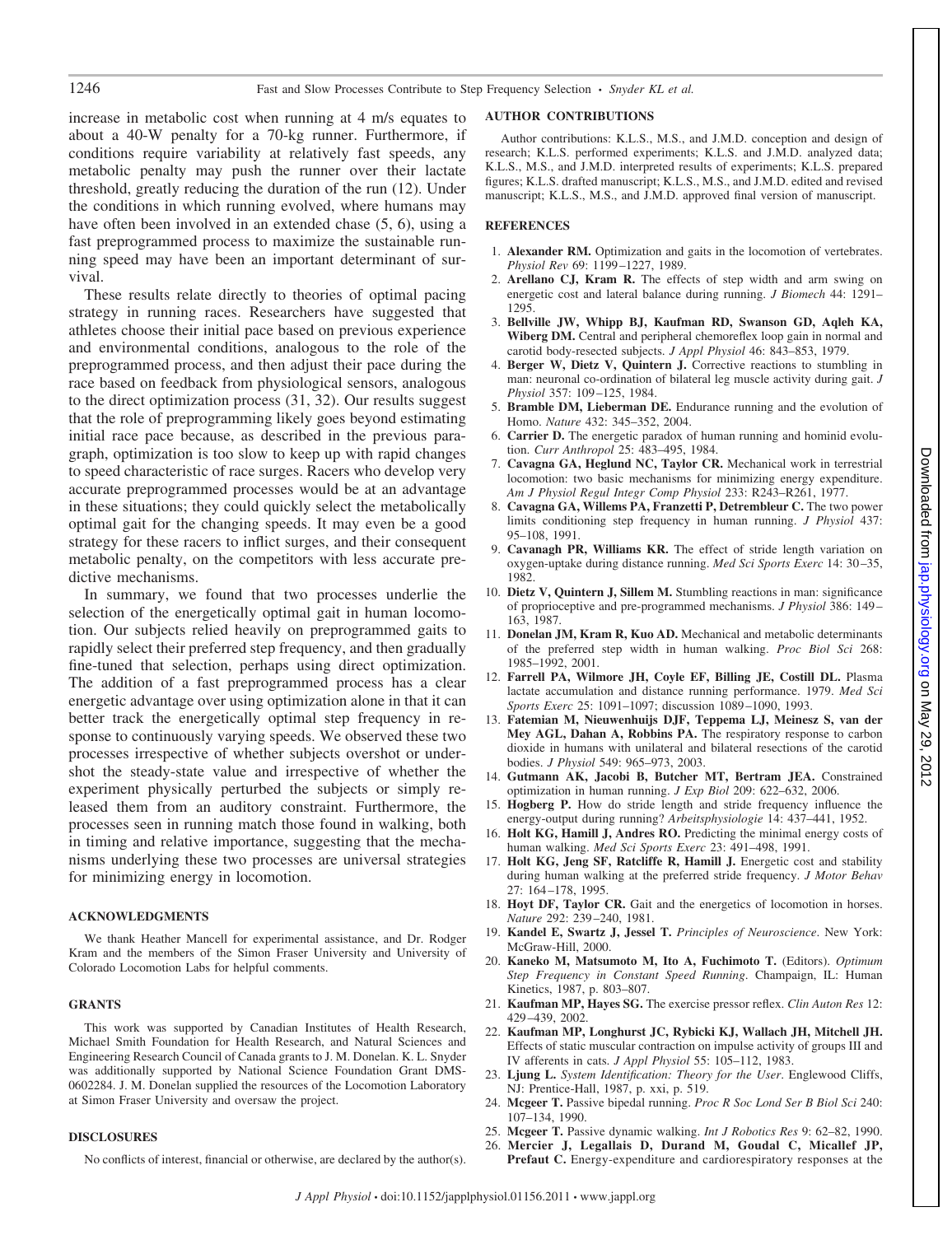increase in metabolic cost when running at 4 m/s equates to about a 40-W penalty for a 70-kg runner. Furthermore, if conditions require variability at relatively fast speeds, any metabolic penalty may push the runner over their lactate threshold, greatly reducing the duration of the run (12). Under the conditions in which running evolved, where humans may have often been involved in an extended chase (5, 6), using a fast preprogrammed process to maximize the sustainable running speed may have been an important determinant of survival.

These results relate directly to theories of optimal pacing strategy in running races. Researchers have suggested that athletes choose their initial pace based on previous experience and environmental conditions, analogous to the role of the preprogrammed process, and then adjust their pace during the race based on feedback from physiological sensors, analogous to the direct optimization process (31, 32). Our results suggest that the role of preprogramming likely goes beyond estimating initial race pace because, as described in the previous paragraph, optimization is too slow to keep up with rapid changes to speed characteristic of race surges. Racers who develop very accurate preprogrammed processes would be at an advantage in these situations; they could quickly select the metabolically optimal gait for the changing speeds. It may even be a good strategy for these racers to inflict surges, and their consequent metabolic penalty, on the competitors with less accurate predictive mechanisms.

In summary, we found that two processes underlie the selection of the energetically optimal gait in human locomotion. Our subjects relied heavily on preprogrammed gaits to rapidly select their preferred step frequency, and then gradually fine-tuned that selection, perhaps using direct optimization. The addition of a fast preprogrammed process has a clear energetic advantage over using optimization alone in that it can better track the energetically optimal step frequency in response to continuously varying speeds. We observed these two processes irrespective of whether subjects overshot or undershot the steady-state value and irrespective of whether the experiment physically perturbed the subjects or simply released them from an auditory constraint. Furthermore, the processes seen in running match those found in walking, both in timing and relative importance, suggesting that the mechanisms underlying these two processes are universal strategies for minimizing energy in locomotion.

## ACKNOWLEDGMENTS

We thank Heather Mancell for experimental assistance, and Dr. Rodger Kram and the members of the Simon Fraser University and University of Colorado Locomotion Labs for helpful comments.

## GRANTS

This work was supported by Canadian Institutes of Health Research, Michael Smith Foundation for Health Research, and Natural Sciences and Engineering Research Council of Canada grants to J. M. Donelan. K. L. Snyder was additionally supported by National Science Foundation Grant DMS-0602284. J. M. Donelan supplied the resources of the Locomotion Laboratory at Simon Fraser University and oversaw the project.

## DISCLOSURES

No conflicts of interest, financial or otherwise, are declared by the author(s).

## AUTHOR CONTRIBUTIONS

Author contributions: K.L.S., M.S., and J.M.D. conception and design of research; K.L.S. performed experiments; K.L.S. and J.M.D. analyzed data; K.L.S., M.S., and J.M.D. interpreted results of experiments; K.L.S. prepared figures; K.L.S. drafted manuscript; K.L.S., M.S., and J.M.D. edited and revised manuscript; K.L.S., M.S., and J.M.D. approved final version of manuscript.

## REFERENCES

1. **Alexander RM.** Optimization and gaits in the locomotion of vertebrates. *Physiol Rev* 69: 1199–1227, 1989.
2. **Arellano CJ, Kram R.** The effects of step width and arm swing on energetic cost and lateral balance during running. *J Biomech* 44: 1291–1295.
3. **Bellville JW, Whipp BJ, Kaufman RD, Swanson GD, Aqleh KA, Wiberg DM.** Central and peripheral chemoreflex loop gain in normal and carotid body-resected subjects. *J Appl Physiol* 46: 843–853, 1979.
4. **Berger W, Dietz V, Quintern J.** Corrective reactions to stumbling in man: neuronal co-ordination of bilateral leg muscle activity during gait. *J Physiol* 357: 109–125, 1984.
5. **Bramble DM, Lieberman DE.** Endurance running and the evolution of Homo. *Nature* 432: 345–352, 2004.
6. **Carrier D.** The energetic paradox of human running and hominid evolution. *Curr Anthropol* 25: 483–495, 1984.
7. **Cavagna GA, Heglund NC, Taylor CR.** Mechanical work in terrestrial locomotion: two basic mechanisms for minimizing energy expenditure. *Am J Physiol Regul Integr Comp Physiol* 233: R243–R261, 1977.
8. **Cavagna GA, Willems PA, Franzetti P, Detrembleur C.** The two power limits conditioning step frequency in human running. *J Physiol* 437: 95–108, 1991.
9. **Cavanagh PR, Williams KR.** The effect of stride length variation on oxygen-uptake during distance running. *Med Sci Sports Exerc* 14: 30–35, 1982.
10. **Dietz V, Quintern J, Sillem M.** Stumbling reactions in man: significance of proprioceptive and pre-programmed mechanisms. *J Physiol* 386: 149–163, 1987.
11. **Donelan JM, Kram R, Kuo AD.** Mechanical and metabolic determinants of the preferred step width in human walking. *Proc Biol Sci* 268: 1985–1992, 2001.
12. **Farrell PA, Wilmore JH, Coyle EF, Billing JE, Costill DL.** Plasma lactate accumulation and distance running performance. 1979. *Med Sci Sports Exerc* 25: 1091–1097; discussion 1089–1090, 1993.
13. **Fatemian M, Nieuwenhuijs DJF, Teppema LJ, Meinesz S, van der Mey AGL, Dahan A, Robbins PA.** The respiratory response to carbon dioxide in humans with unilateral and bilateral resections of the carotid bodies. *J Physiol* 549: 965–973, 2003.
14. **Gutmann AK, Jacobi B, Butcher MT, Bertram JEA.** Constrained optimization in human running. *J Exp Biol* 209: 622–632, 2006.
15. **Hogberg P.** How do stride length and stride frequency influence the energy-output during running? *Arbeitsphysiologie* 14: 437–441, 1952.
16. **Holt KG, Hamill J, Andres RO.** Predicting the minimal energy costs of human walking. *Med Sci Sports Exerc* 23: 491–498, 1991.
17. **Holt KG, Jeng SF, Ratcliffe R, Hamill J.** Energetic cost and stability during human walking at the preferred stride frequency. *J Motor Behav* 27: 164–178, 1995.
18. **Hoyt DF, Taylor CR.** Gait and the energetics of locomotion in horses. *Nature* 292: 239–240, 1981.
19. **Kandel E, Swartz J, Jessel T.** *Principles of Neuroscience*. New York: McGraw-Hill, 2000.
20. **Kaneko M, Matsumoto M, Ito A, Fuchimoto T.** (Editors). *Optimum Step Frequency in Constant Speed Running*. Champaign, IL: Human Kinetics, 1987, p. 803–807.
21. **Kaufman MP, Hayes SG.** The exercise pressor reflex. *Clin Auton Res* 12: 429–439, 2002.
22. **Kaufman MP, Longhurst JC, Rybicki KJ, Wallach JH, Mitchell JH.** Effects of static muscular contraction on impulse activity of groups III and IV afferents in cats. *J Appl Physiol* 55: 105–112, 1983.
23. **Ljung L.** *System Identification: Theory for the User*. Englewood Cliffs, NJ: Prentice-Hall, 1987, p. xxi, p. 519.
24. **Mcgeer T.** Passive bipedal running. *Proc R Soc Lond Ser B Biol Sci* 240: 107–134, 1990.
25. **Mcgeer T.** Passive dynamic walking. *Int J Robotics Res* 9: 62–82, 1990.
26. **Mercier J, Legallais D, Durand M, Goudal C, Micallef JP, Prefaut C.** Energy-expenditure and cardiorespiratory responses at the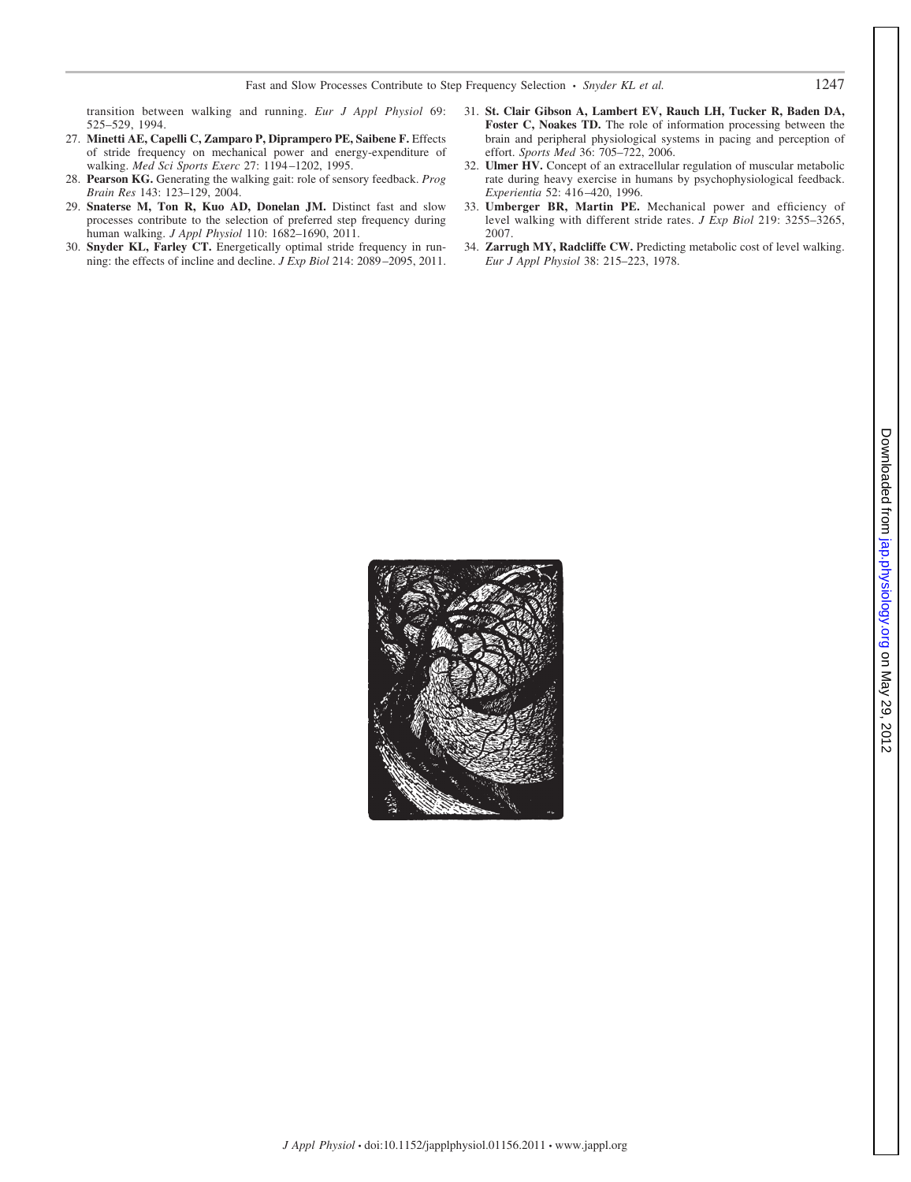transition between walking and running. *Eur J Appl Physiol* 69: 525–529, 1994.

27. **Minetti AE, Capelli C, Zamparo P, Diprampero PE, Saibene F.** Effects of stride frequency on mechanical power and energy-expenditure of walking. *Med Sci Sports Exerc* 27: 1194–1202, 1995.
28. **Pearson KG.** Generating the walking gait: role of sensory feedback. *Prog Brain Res* 143: 123–129, 2004.
29. **Snaterse M, Ton R, Kuo AD, Donelan JM.** Distinct fast and slow processes contribute to the selection of preferred step frequency during human walking. *J Appl Physiol* 110: 1682–1690, 2011.
30. **Snyder KL, Farley CT.** Energetically optimal stride frequency in running: the effects of incline and decline. *J Exp Biol* 214: 2089–2095, 2011.
31. **St. Clair Gibson A, Lambert EV, Rauch LH, Tucker R, Baden DA, Foster C, Noakes TD.** The role of information processing between the brain and peripheral physiological systems in pacing and perception of effort. *Sports Med* 36: 705–722, 2006.
32. **Ulmer HV.** Concept of an extracellular regulation of muscular metabolic rate during heavy exercise in humans by psychophysiological feedback. *Experientia* 52: 416–420, 1996.
33. **Umberger BR, Martin PE.** Mechanical power and efficiency of level walking with different stride rates. *J Exp Biol* 219: 3255–3265, 2007.
34. **Zarrugh MY, Radcliffe CW.** Predicting metabolic cost of level walking. *Eur J Appl Physiol* 38: 215–223, 1978.